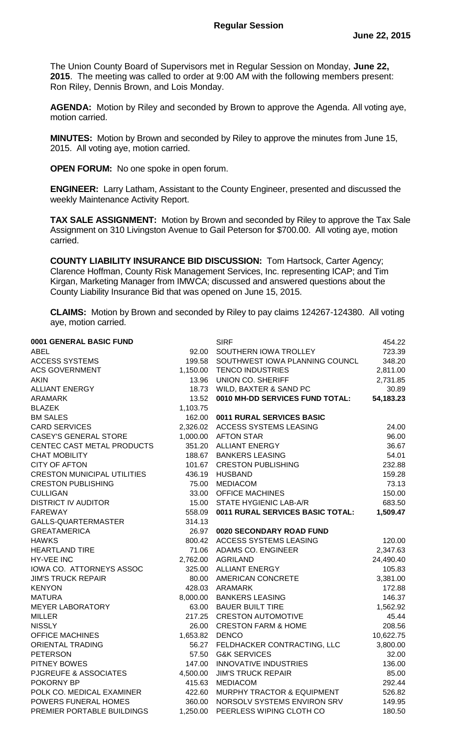# Regular Session

**June 22, 2015**

The Union County Board of Supervisors met in Regular Session on Monday, **June 22, 2015**. The meeting was called to order at 9:00 AM with the following members present: Ron Riley, Dennis Brown, and Lois Monday.

**AGENDA:** Motion by Riley and seconded by Brown to approve the Agenda. All voting aye, motion carried.

**MINUTES:** Motion by Brown and seconded by Riley to approve the minutes from June 15, 2015. All voting aye, motion carried.

**OPEN FORUM:** No one spoke in open forum.

**ENGINEER:** Larry Latham, Assistant to the County Engineer, presented and discussed the weekly Maintenance Activity Report.

**TAX SALE ASSIGNMENT:** Motion by Brown and seconded by Riley to approve the Tax Sale Assignment on 310 Livingston Avenue to Gail Peterson for $700.00. All voting aye, motion carried.

**COUNTY LIABILITY INSURANCE BID DISCUSSION:** Tom Hartsock, Carter Agency; Clarence Hoffman, County Risk Management Services, Inc. representing ICAP; and Tim Kirgan, Marketing Manager from IMWCA; discussed and answered questions about the County Liability Insurance Bid that was opened on June 15, 2015.

**CLAIMS:** Motion by Brown and seconded by Riley to pay claims 124267-124380. All voting aye, motion carried.

| **0001 GENERAL BASIC FUND** | |
|---|---|
| ABEL | 92.00 |
| ACCESS SYSTEMS | 199.58 |
| ACS GOVERNMENT | 1,150.00 |
| AKIN | 13.96 |
| ALLIANT ENERGY | 18.73 |
| ARAMARK | 13.52 |
| BLAZEK | 1,103.75 |
| BM SALES | 162.00 |
| CARD SERVICES | 2,326.02 |
| CASEY'S GENERAL STORE | 1,000.00 |
| CENTEC CAST METAL PRODUCTS | 351.20 |
| CHAT MOBILITY | 188.67 |
| CITY OF AFTON | 101.67 |
| CRESTON MUNICIPAL UTILITIES | 436.19 |
| CRESTON PUBLISHING | 75.00 |
| CULLIGAN | 33.00 |
| DISTRICT IV AUDITOR | 15.00 |
| FAREWAY | 558.09 |
| GALLS-QUARTERMASTER | 314.13 |
| GREATAMERICA | 26.97 |
| HAWKS | 800.42 |
| HEARTLAND TIRE | 71.06 |
| HY-VEE INC | 2,762.00 |
| IOWA CO. ATTORNEYS ASSOC | 325.00 |
| JIM'S TRUCK REPAIR | 80.00 |
| KENYON | 428.03 |
| MATURA | 8,000.00 |
| MEYER LABORATORY | 63.00 |
| MILLER | 217.25 |
| NISSLY | 26.00 |
| OFFICE MACHINES | 1,653.82 |
| ORIENTAL TRADING | 56.27 |
| PETERSON | 57.50 |
| PITNEY BOWES | 147.00 |
| PJGREUFE & ASSOCIATES | 4,500.00 |
| POKORNY BP | 415.63 |
| POLK CO. MEDICAL EXAMINER | 422.60 |
| POWERS FUNERAL HOMES | 360.00 |
| PREMIER PORTABLE BUILDINGS | 1,250.00 |
| SIRF | 454.22 |
| SOUTHERN IOWA TROLLEY | 723.39 |
| SOUTHWEST IOWA PLANNING COUNCL | 348.20 |
| TENCO INDUSTRIES | 2,811.00 |
| UNION CO. SHERIFF | 2,731.85 |
| WILD, BAXTER & SAND PC | 30.89 |
| **0010 MH-DD SERVICES FUND TOTAL:** | **54,183.23** |

| **0011 RURAL SERVICES BASIC** | |
|---|---|
| ACCESS SYSTEMS LEASING | 24.00 |
| AFTON STAR | 96.00 |
| ALLIANT ENERGY | 36.67 |
| BANKERS LEASING | 54.01 |
| CRESTON PUBLISHING | 232.88 |
| HUSBAND | 159.28 |
| MEDIACOM | 73.13 |
| OFFICE MACHINES | 150.00 |
| STATE HYGIENIC LAB-A/R | 683.50 |
| **0011 RURAL SERVICES BASIC TOTAL:** | **1,509.47** |

| **0020 SECONDARY ROAD FUND** | |
|---|---|
| ACCESS SYSTEMS LEASING | 120.00 |
| ADAMS CO. ENGINEER | 2,347.63 |
| AGRILAND | 24,490.40 |
| ALLIANT ENERGY | 105.83 |
| AMERICAN CONCRETE | 3,381.00 |
| ARAMARK | 172.88 |
| BANKERS LEASING | 146.37 |
| BAUER BUILT TIRE | 1,562.92 |
| CRESTON AUTOMOTIVE | 45.44 |
| CRESTON FARM & HOME | 208.56 |
| DENCO | 10,622.75 |
| FELDHACKER CONTRACTING, LLC | 3,800.00 |
| G&K SERVICES | 32.00 |
| INNOVATIVE INDUSTRIES | 136.00 |
| JIM'S TRUCK REPAIR | 85.00 |
| MEDIACOM | 292.44 |
| MURPHY TRACTOR & EQUIPMENT | 526.82 |
| NORSOLV SYSTEMS ENVIRON SRV | 149.95 |
| PEERLESS WIPING CLOTH CO | 180.50 |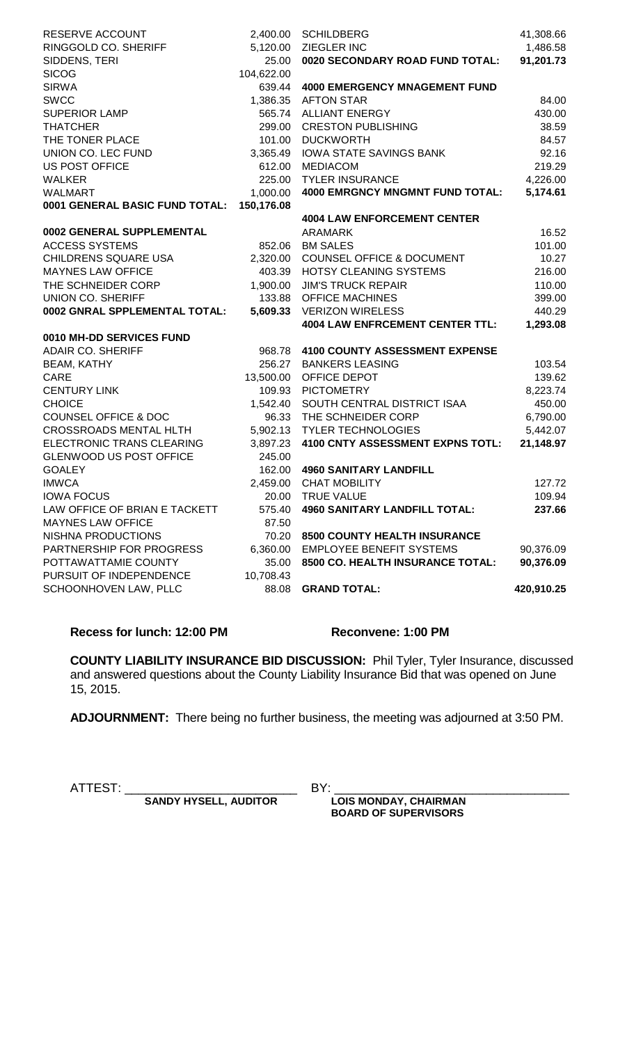| | |
|---|---|
| RESERVE ACCOUNT | 2,400.00 |
| RINGGOLD CO. SHERIFF | 5,120.00 |
| SIDDENS, TERI | 25.00 |
| SICOG | 104,622.00 |
| SIRWA | 639.44 |
| SWCC | 1,386.35 |
| SUPERIOR LAMP | 565.74 |
| THATCHER | 299.00 |
| THE TONER PLACE | 101.00 |
| UNION CO. LEC FUND | 3,365.49 |
| US POST OFFICE | 612.00 |
| WALKER | 225.00 |
| WALMART | 1,000.00 |
| **0001 GENERAL BASIC FUND TOTAL:** | **150,176.08** |
| | |
| **0002 GENERAL SUPPLEMENTAL** | |
| ACCESS SYSTEMS | 852.06 |
| CHILDRENS SQUARE USA | 2,320.00 |
| MAYNES LAW OFFICE | 403.39 |
| THE SCHNEIDER CORP | 1,900.00 |
| UNION CO. SHERIFF | 133.88 |
| **0002 GNRAL SPPLEMENTAL TOTAL:** | **5,609.33** |
| | |
| **0010 MH-DD SERVICES FUND** | |
| ADAIR CO. SHERIFF | 968.78 |
| BEAM, KATHY | 256.27 |
| CARE | 13,500.00 |
| CENTURY LINK | 109.93 |
| CHOICE | 1,542.40 |
| COUNSEL OFFICE & DOC | 96.33 |
| CROSSROADS MENTAL HLTH | 5,902.13 |
| ELECTRONIC TRANS CLEARING | 3,897.23 |
| GLENWOOD US POST OFFICE | 245.00 |
| GOALEY | 162.00 |
| IMWCA | 2,459.00 |
| IOWA FOCUS | 20.00 |
| LAW OFFICE OF BRIAN E TACKETT | 575.40 |
| MAYNES LAW OFFICE | 87.50 |
| NISHNA PRODUCTIONS | 70.20 |
| PARTNERSHIP FOR PROGRESS | 6,360.00 |
| POTTAWATTAMIE COUNTY | 35.00 |
| PURSUIT OF INDEPENDENCE | 10,708.43 |
| SCHOONHOVEN LAW, PLLC | 88.08 |

| | |
|---|---|
| SCHILDBERG | 41,308.66 |
| ZIEGLER INC | 1,486.58 |
| **0020 SECONDARY ROAD FUND TOTAL:** | **91,201.73** |
| | |
| **4000 EMERGENCY MNAGEMENT FUND** | |
| AFTON STAR | 84.00 |
| ALLIANT ENERGY | 430.00 |
| CRESTON PUBLISHING | 38.59 |
| DUCKWORTH | 84.57 |
| IOWA STATE SAVINGS BANK | 92.16 |
| MEDIACOM | 219.29 |
| TYLER INSURANCE | 4,226.00 |
| **4000 EMRGNCY MNGMNT FUND TOTAL:** | **5,174.61** |
| | |
| **4004 LAW ENFORCEMENT CENTER** | |
| ARAMARK | 16.52 |
| BM SALES | 101.00 |
| COUNSEL OFFICE & DOCUMENT | 10.27 |
| HOTSY CLEANING SYSTEMS | 216.00 |
| JIM'S TRUCK REPAIR | 110.00 |
| OFFICE MACHINES | 399.00 |
| VERIZON WIRELESS | 440.29 |
| **4004 LAW ENFRCEMENT CENTER TTL:** | **1,293.08** |
| | |
| **4100 COUNTY ASSESSMENT EXPENSE** | |
| BANKERS LEASING | 103.54 |
| OFFICE DEPOT | 139.62 |
| PICTOMETRY | 8,223.74 |
| SOUTH CENTRAL DISTRICT ISAA | 450.00 |
| THE SCHNEIDER CORP | 6,790.00 |
| TYLER TECHNOLOGIES | 5,442.07 |
| **4100 CNTY ASSESSMENT EXPNS TOTL:** | **21,148.97** |
| | |
| **4960 SANITARY LANDFILL** | |
| CHAT MOBILITY | 127.72 |
| TRUE VALUE | 109.94 |
| **4960 SANITARY LANDFILL TOTAL:** | **237.66** |
| | |
| **8500 COUNTY HEALTH INSURANCE** | |
| EMPLOYEE BENEFIT SYSTEMS | 90,376.09 |
| **8500 CO. HEALTH INSURANCE TOTAL:** | **90,376.09** |
| | |
| **GRAND TOTAL:** | **420,910.25** |

**Recess for lunch: 12:00 PM** **Reconvene: 1:00 PM**

**COUNTY LIABILITY INSURANCE BID DISCUSSION:** Phil Tyler, Tyler Insurance, discussed and answered questions about the County Liability Insurance Bid that was opened on June 15, 2015.

**ADJOURNMENT:** There being no further business, the meeting was adjourned at 3:50 PM.

ATTEST: __________________________ BY: __________________________________

**SANDY HYSELL, AUDITOR** **LOIS MONDAY, CHAIRMAN**
**BOARD OF SUPERVISORS**